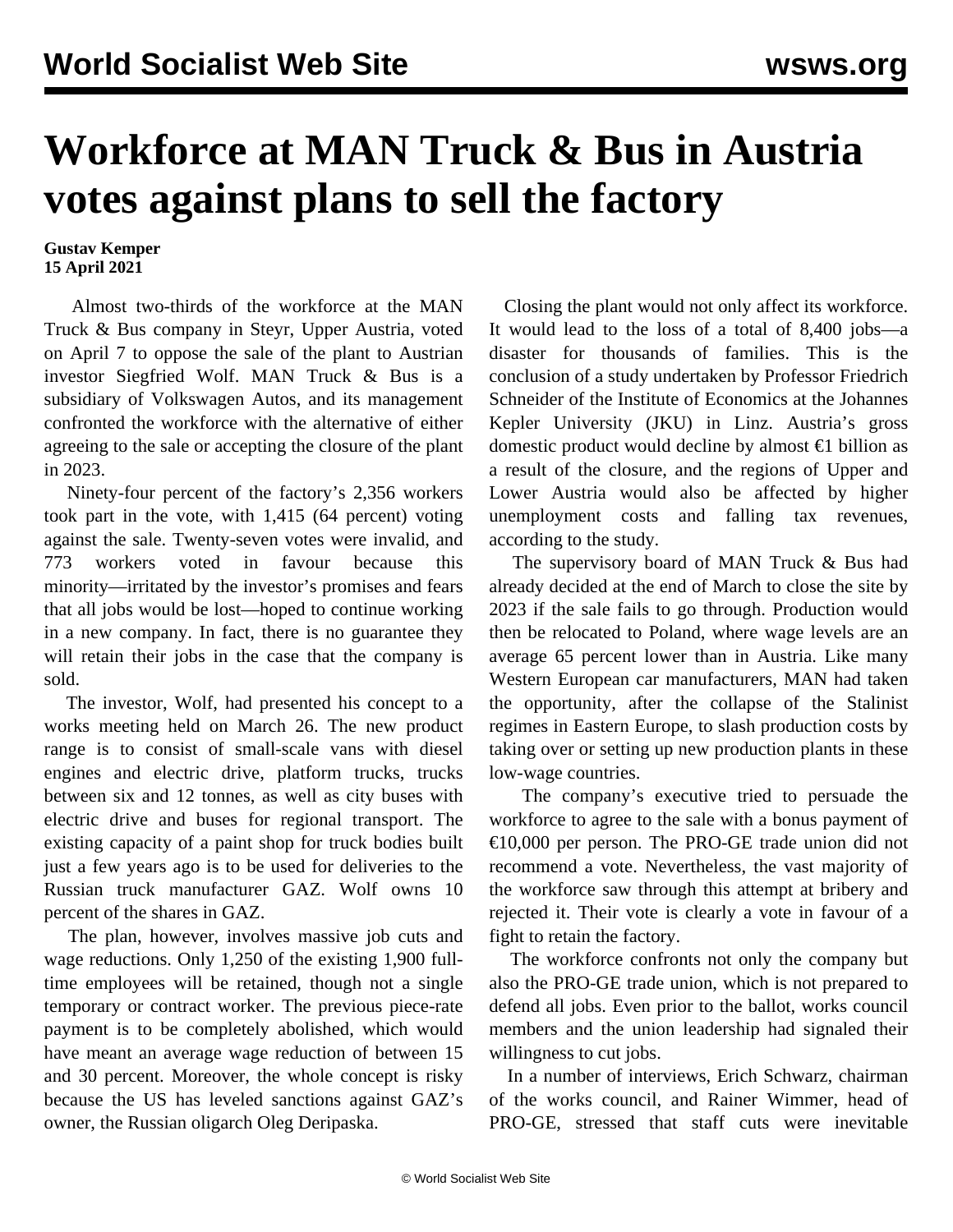# Workforce at MAN Truck & Bus in Austria votes against plans to sell the factory

**Gustav Kemper**
**15 April 2021**

Almost two-thirds of the workforce at the MAN Truck & Bus company in Steyr, Upper Austria, voted on April 7 to oppose the sale of the plant to Austrian investor Siegfried Wolf. MAN Truck & Bus is a subsidiary of Volkswagen Autos, and its management confronted the workforce with the alternative of either agreeing to the sale or accepting the closure of the plant in 2023.

Ninety-four percent of the factory's 2,356 workers took part in the vote, with 1,415 (64 percent) voting against the sale. Twenty-seven votes were invalid, and 773 workers voted in favour because this minority—irritated by the investor's promises and fears that all jobs would be lost—hoped to continue working in a new company. In fact, there is no guarantee they will retain their jobs in the case that the company is sold.

The investor, Wolf, had presented his concept to a works meeting held on March 26. The new product range is to consist of small-scale vans with diesel engines and electric drive, platform trucks, trucks between six and 12 tonnes, as well as city buses with electric drive and buses for regional transport. The existing capacity of a paint shop for truck bodies built just a few years ago is to be used for deliveries to the Russian truck manufacturer GAZ. Wolf owns 10 percent of the shares in GAZ.

The plan, however, involves massive job cuts and wage reductions. Only 1,250 of the existing 1,900 full-time employees will be retained, though not a single temporary or contract worker. The previous piece-rate payment is to be completely abolished, which would have meant an average wage reduction of between 15 and 30 percent. Moreover, the whole concept is risky because the US has leveled sanctions against GAZ's owner, the Russian oligarch Oleg Deripaska.

Closing the plant would not only affect its workforce. It would lead to the loss of a total of 8,400 jobs—a disaster for thousands of families. This is the conclusion of a study undertaken by Professor Friedrich Schneider of the Institute of Economics at the Johannes Kepler University (JKU) in Linz. Austria's gross domestic product would decline by almost €1 billion as a result of the closure, and the regions of Upper and Lower Austria would also be affected by higher unemployment costs and falling tax revenues, according to the study.

The supervisory board of MAN Truck & Bus had already decided at the end of March to close the site by 2023 if the sale fails to go through. Production would then be relocated to Poland, where wage levels are an average 65 percent lower than in Austria. Like many Western European car manufacturers, MAN had taken the opportunity, after the collapse of the Stalinist regimes in Eastern Europe, to slash production costs by taking over or setting up new production plants in these low-wage countries.

The company's executive tried to persuade the workforce to agree to the sale with a bonus payment of €10,000 per person. The PRO-GE trade union did not recommend a vote. Nevertheless, the vast majority of the workforce saw through this attempt at bribery and rejected it. Their vote is clearly a vote in favour of a fight to retain the factory.

The workforce confronts not only the company but also the PRO-GE trade union, which is not prepared to defend all jobs. Even prior to the ballot, works council members and the union leadership had signaled their willingness to cut jobs.

In a number of interviews, Erich Schwarz, chairman of the works council, and Rainer Wimmer, head of PRO-GE, stressed that staff cuts were inevitable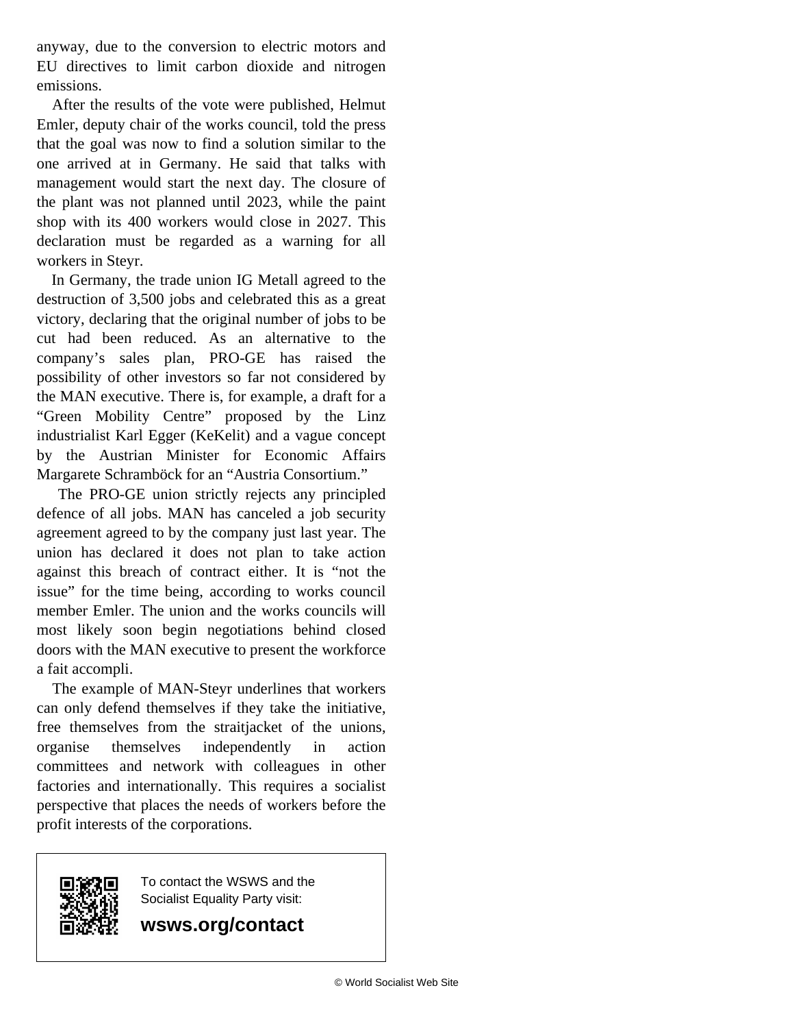anyway, due to the conversion to electric motors and EU directives to limit carbon dioxide and nitrogen emissions.

After the results of the vote were published, Helmut Emler, deputy chair of the works council, told the press that the goal was now to find a solution similar to the one arrived at in Germany. He said that talks with management would start the next day. The closure of the plant was not planned until 2023, while the paint shop with its 400 workers would close in 2027. This declaration must be regarded as a warning for all workers in Steyr.

In Germany, the trade union IG Metall agreed to the destruction of 3,500 jobs and celebrated this as a great victory, declaring that the original number of jobs to be cut had been reduced. As an alternative to the company's sales plan, PRO-GE has raised the possibility of other investors so far not considered by the MAN executive. There is, for example, a draft for a "Green Mobility Centre" proposed by the Linz industrialist Karl Egger (KeKelit) and a vague concept by the Austrian Minister for Economic Affairs Margarete Schramböck for an "Austria Consortium."

The PRO-GE union strictly rejects any principled defence of all jobs. MAN has canceled a job security agreement agreed to by the company just last year. The union has declared it does not plan to take action against this breach of contract either. It is "not the issue" for the time being, according to works council member Emler. The union and the works councils will most likely soon begin negotiations behind closed doors with the MAN executive to present the workforce a fait accompli.

The example of MAN-Steyr underlines that workers can only defend themselves if they take the initiative, free themselves from the straitjacket of the unions, organise themselves independently in action committees and network with colleagues in other factories and internationally. This requires a socialist perspective that places the needs of workers before the profit interests of the corporations.

To contact the WSWS and the Socialist Equality Party visit:

**wsws.org/contact**